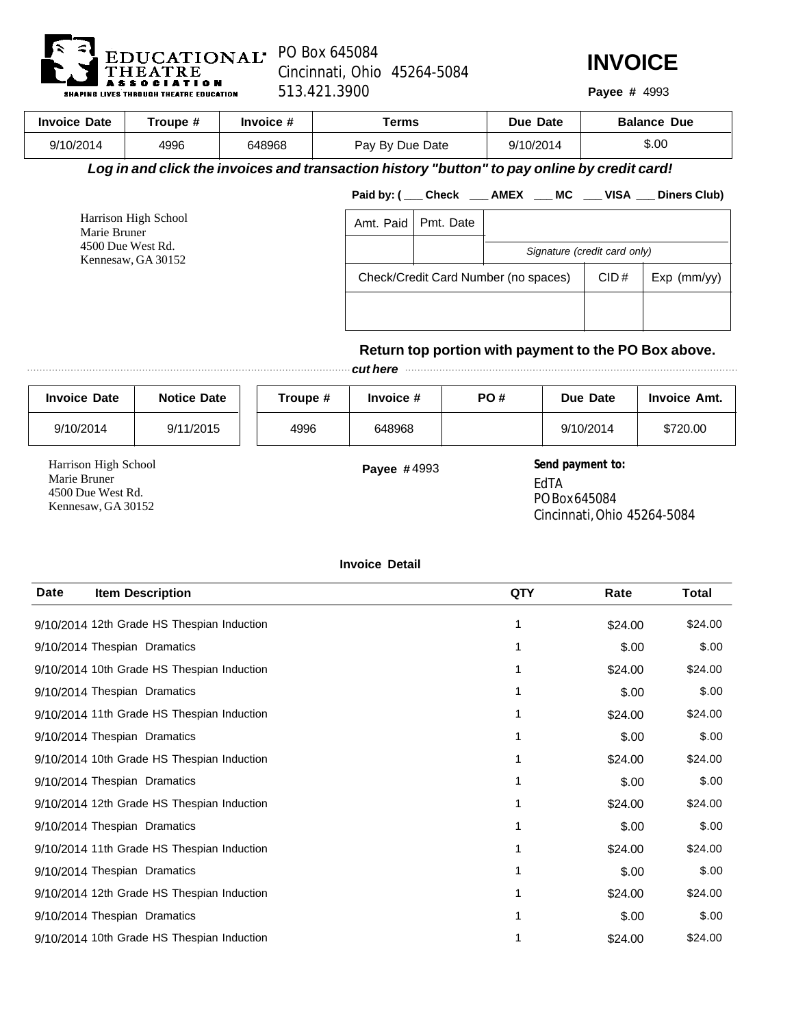EDUCATIONAL THEATRE ASSOCIATION
SHAPING LIVES THROUGH THEATRE EDUCATION

PO Box 645084
Cincinnati, Ohio 45264-5084
513.421.3900

# INVOICE

**Payee #** 4993

| Invoice Date | Troupe # | Invoice # | Terms | Due Date | Balance Due |
|---|---|---|---|---|---|
| 9/10/2014 | 4996 | 648968 | Pay By Due Date | 9/10/2014 | $.00 |

***Log in and click the invoices and transaction history "button" to pay online by credit card!***

**Paid by: ( ___ Check ___ AMEX ___ MC ___ VISA ___ Diners Club)**

Harrison High School
Marie Bruner
4500 Due West Rd.
Kennesaw, GA 30152

| Amt. Paid | Pmt. Date | |
|---|---|---|
| | | *Signature (credit card only)* |

| Check/Credit Card Number (no spaces) | CID # | Exp (mm/yy) |
|---|---|---|
| | | |

**Return top portion with payment to the PO Box above.**

***cut here***

| Invoice Date | Notice Date | Troupe # | Invoice # | PO # | Due Date | Invoice Amt. |
|---|---|---|---|---|---|---|
| 9/10/2014 | 9/11/2015 | 4996 | 648968 | | 9/10/2014 | $720.00 |

Harrison High School
Marie Bruner
4500 Due West Rd.
Kennesaw, GA 30152

**Payee #** 4993

**Send payment to:**
EdTA
PO Box 645084
Cincinnati, Ohio 45264-5084

**Invoice Detail**

| Date | Item Description | QTY | Rate | Total |
|---|---|---|---|---|
| 9/10/2014 | 12th Grade HS Thespian Induction | 1 | $24.00 | $24.00 |
| 9/10/2014 | Thespian Dramatics | 1 | $.00 | $.00 |
| 9/10/2014 | 10th Grade HS Thespian Induction | 1 | $24.00 | $24.00 |
| 9/10/2014 | Thespian Dramatics | 1 | $.00 | $.00 |
| 9/10/2014 | 11th Grade HS Thespian Induction | 1 | $24.00 | $24.00 |
| 9/10/2014 | Thespian Dramatics | 1 | $.00 | $.00 |
| 9/10/2014 | 10th Grade HS Thespian Induction | 1 | $24.00 | $24.00 |
| 9/10/2014 | Thespian Dramatics | 1 | $.00 | $.00 |
| 9/10/2014 | 12th Grade HS Thespian Induction | 1 | $24.00 | $24.00 |
| 9/10/2014 | Thespian Dramatics | 1 | $.00 | $.00 |
| 9/10/2014 | 11th Grade HS Thespian Induction | 1 | $24.00 | $24.00 |
| 9/10/2014 | Thespian Dramatics | 1 | $.00 | $.00 |
| 9/10/2014 | 12th Grade HS Thespian Induction | 1 | $24.00 | $24.00 |
| 9/10/2014 | Thespian Dramatics | 1 | $.00 | $.00 |
| 9/10/2014 | 10th Grade HS Thespian Induction | 1 | $24.00 | $24.00 |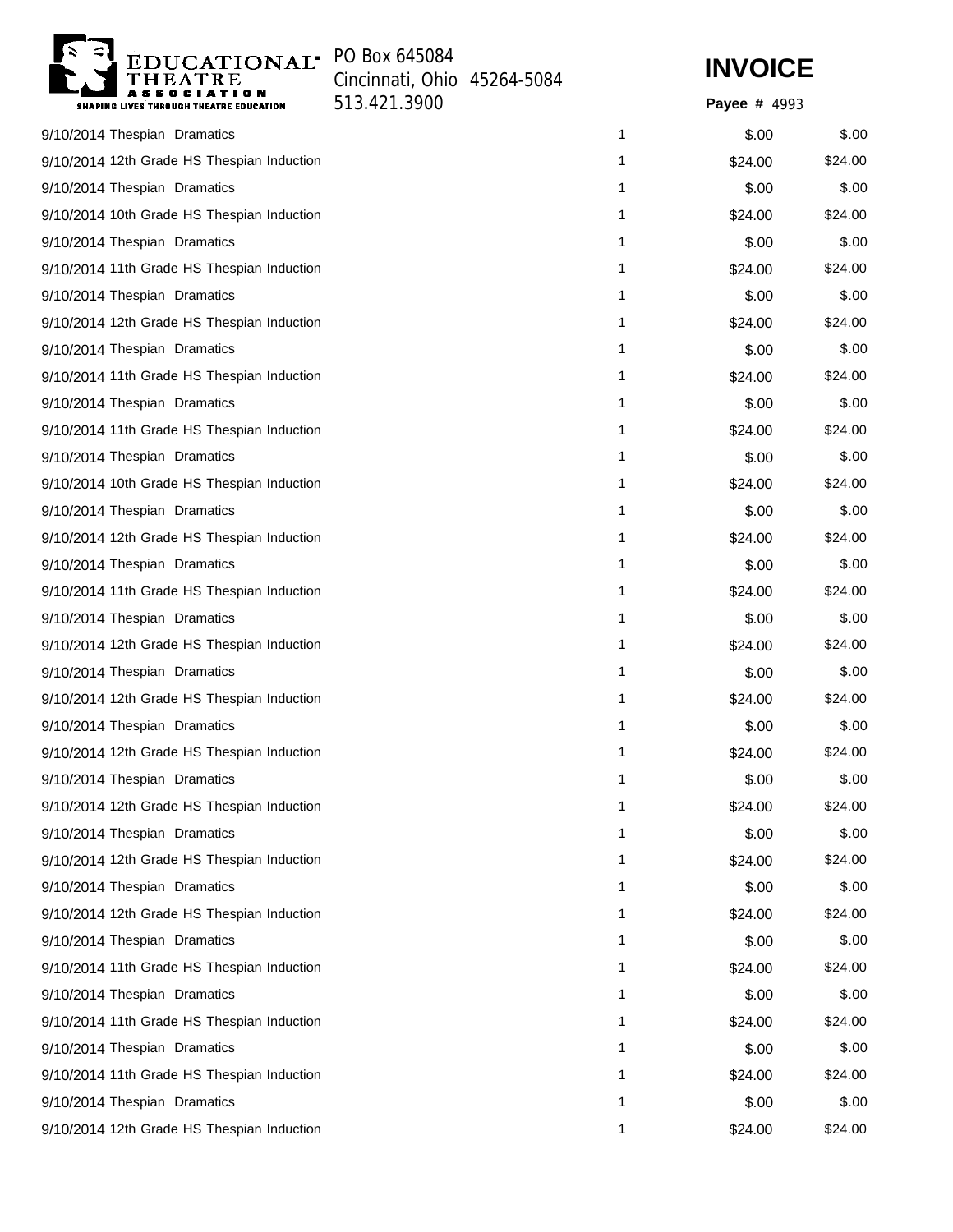EDUCATIONAL THEATRE ASSOCIATION
SHAPING LIVES THROUGH THEATRE EDUCATION

PO Box 645084
Cincinnati, Ohio 45264-5084
513.421.3900

# INVOICE

**Payee #** 4993

| | | | | |
|---|---|---|---|---|
| 9/10/2014 | Thespian Dramatics | 1 | $.00 | $.00 |
| 9/10/2014 | 12th Grade HS Thespian Induction | 1 | $24.00 | $24.00 |
| 9/10/2014 | Thespian Dramatics | 1 | $.00 | $.00 |
| 9/10/2014 | 10th Grade HS Thespian Induction | 1 | $24.00 | $24.00 |
| 9/10/2014 | Thespian Dramatics | 1 | $.00 | $.00 |
| 9/10/2014 | 11th Grade HS Thespian Induction | 1 | $24.00 | $24.00 |
| 9/10/2014 | Thespian Dramatics | 1 | $.00 | $.00 |
| 9/10/2014 | 12th Grade HS Thespian Induction | 1 | $24.00 | $24.00 |
| 9/10/2014 | Thespian Dramatics | 1 | $.00 | $.00 |
| 9/10/2014 | 11th Grade HS Thespian Induction | 1 | $24.00 | $24.00 |
| 9/10/2014 | Thespian Dramatics | 1 | $.00 | $.00 |
| 9/10/2014 | 11th Grade HS Thespian Induction | 1 | $24.00 | $24.00 |
| 9/10/2014 | Thespian Dramatics | 1 | $.00 | $.00 |
| 9/10/2014 | 10th Grade HS Thespian Induction | 1 | $24.00 | $24.00 |
| 9/10/2014 | Thespian Dramatics | 1 | $.00 | $.00 |
| 9/10/2014 | 12th Grade HS Thespian Induction | 1 | $24.00 | $24.00 |
| 9/10/2014 | Thespian Dramatics | 1 | $.00 | $.00 |
| 9/10/2014 | 11th Grade HS Thespian Induction | 1 | $24.00 | $24.00 |
| 9/10/2014 | Thespian Dramatics | 1 | $.00 | $.00 |
| 9/10/2014 | 12th Grade HS Thespian Induction | 1 | $24.00 | $24.00 |
| 9/10/2014 | Thespian Dramatics | 1 | $.00 | $.00 |
| 9/10/2014 | 12th Grade HS Thespian Induction | 1 | $24.00 | $24.00 |
| 9/10/2014 | Thespian Dramatics | 1 | $.00 | $.00 |
| 9/10/2014 | 12th Grade HS Thespian Induction | 1 | $24.00 | $24.00 |
| 9/10/2014 | Thespian Dramatics | 1 | $.00 | $.00 |
| 9/10/2014 | 12th Grade HS Thespian Induction | 1 | $24.00 | $24.00 |
| 9/10/2014 | Thespian Dramatics | 1 | $.00 | $.00 |
| 9/10/2014 | 12th Grade HS Thespian Induction | 1 | $24.00 | $24.00 |
| 9/10/2014 | Thespian Dramatics | 1 | $.00 | $.00 |
| 9/10/2014 | 12th Grade HS Thespian Induction | 1 | $24.00 | $24.00 |
| 9/10/2014 | Thespian Dramatics | 1 | $.00 | $.00 |
| 9/10/2014 | 11th Grade HS Thespian Induction | 1 | $24.00 | $24.00 |
| 9/10/2014 | Thespian Dramatics | 1 | $.00 | $.00 |
| 9/10/2014 | 11th Grade HS Thespian Induction | 1 | $24.00 | $24.00 |
| 9/10/2014 | Thespian Dramatics | 1 | $.00 | $.00 |
| 9/10/2014 | 11th Grade HS Thespian Induction | 1 | $24.00 | $24.00 |
| 9/10/2014 | Thespian Dramatics | 1 | $.00 | $.00 |
| 9/10/2014 | 12th Grade HS Thespian Induction | 1 | $24.00 | $24.00 |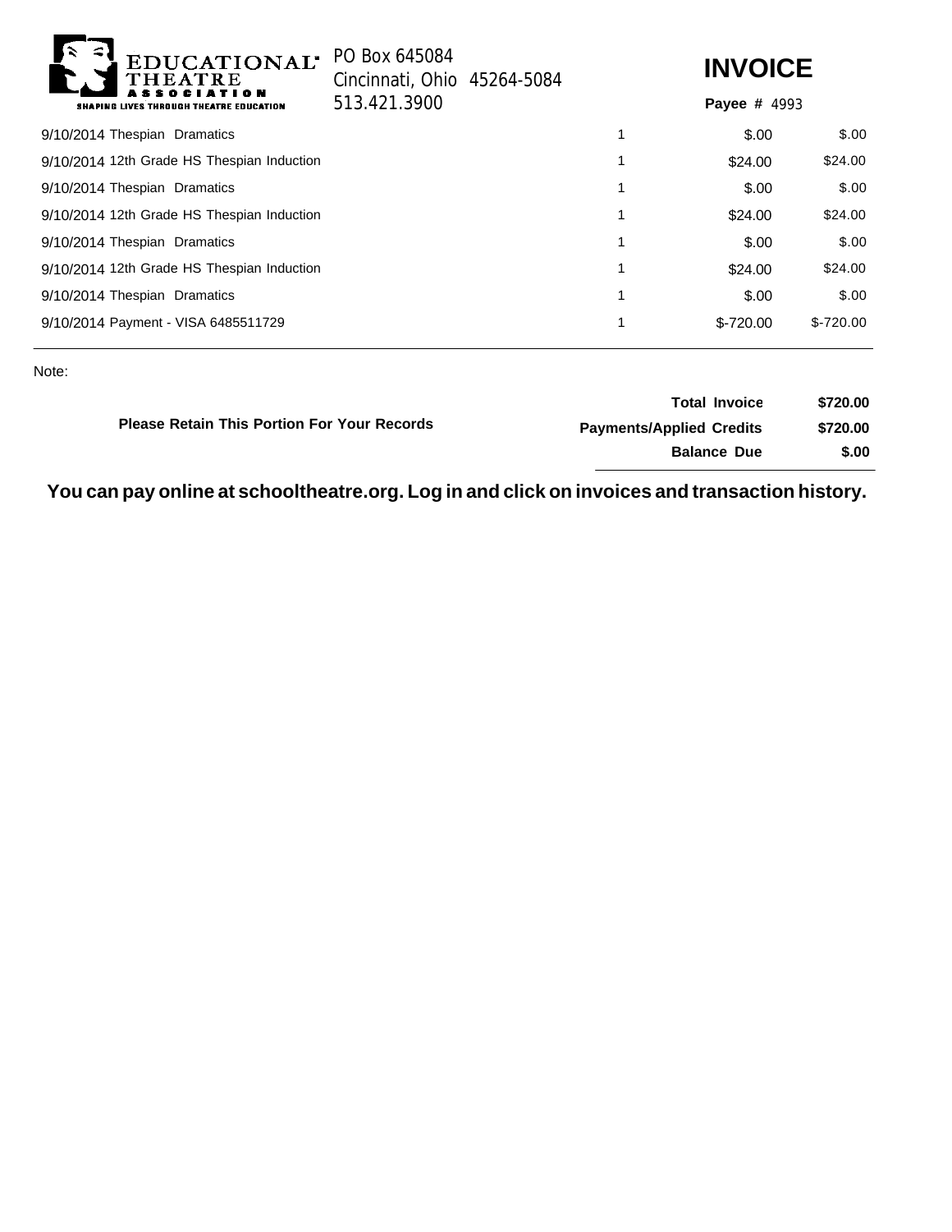EDUCATIONAL THEATRE ASSOCIATION
SHAPING LIVES THROUGH THEATRE EDUCATION

PO Box 645084
Cincinnati, Ohio 45264-5084
513.421.3900

# INVOICE

**Payee #** 4993

| | | | |
|---|---|---|---|
| 9/10/2014 Thespian Dramatics | 1 | $.00 | $.00 |
| 9/10/2014 12th Grade HS Thespian Induction | 1 | $24.00 | $24.00 |
| 9/10/2014 Thespian Dramatics | 1 | $.00 | $.00 |
| 9/10/2014 12th Grade HS Thespian Induction | 1 | $24.00 | $24.00 |
| 9/10/2014 Thespian Dramatics | 1 | $.00 | $.00 |
| 9/10/2014 12th Grade HS Thespian Induction | 1 | $24.00 | $24.00 |
| 9/10/2014 Thespian Dramatics | 1 | $.00 | $.00 |
| 9/10/2014 Payment - VISA 6485511729 | 1 | $-720.00 | $-720.00 |

Note:

**Please Retain This Portion For Your Records**

| | |
|---|---|
| **Total Invoice** | **$720.00** |
| **Payments/Applied Credits** | **$720.00** |
| **Balance Due** | **$.00** |

**You can pay online at schooltheatre.org. Log in and click on invoices and transaction history.**